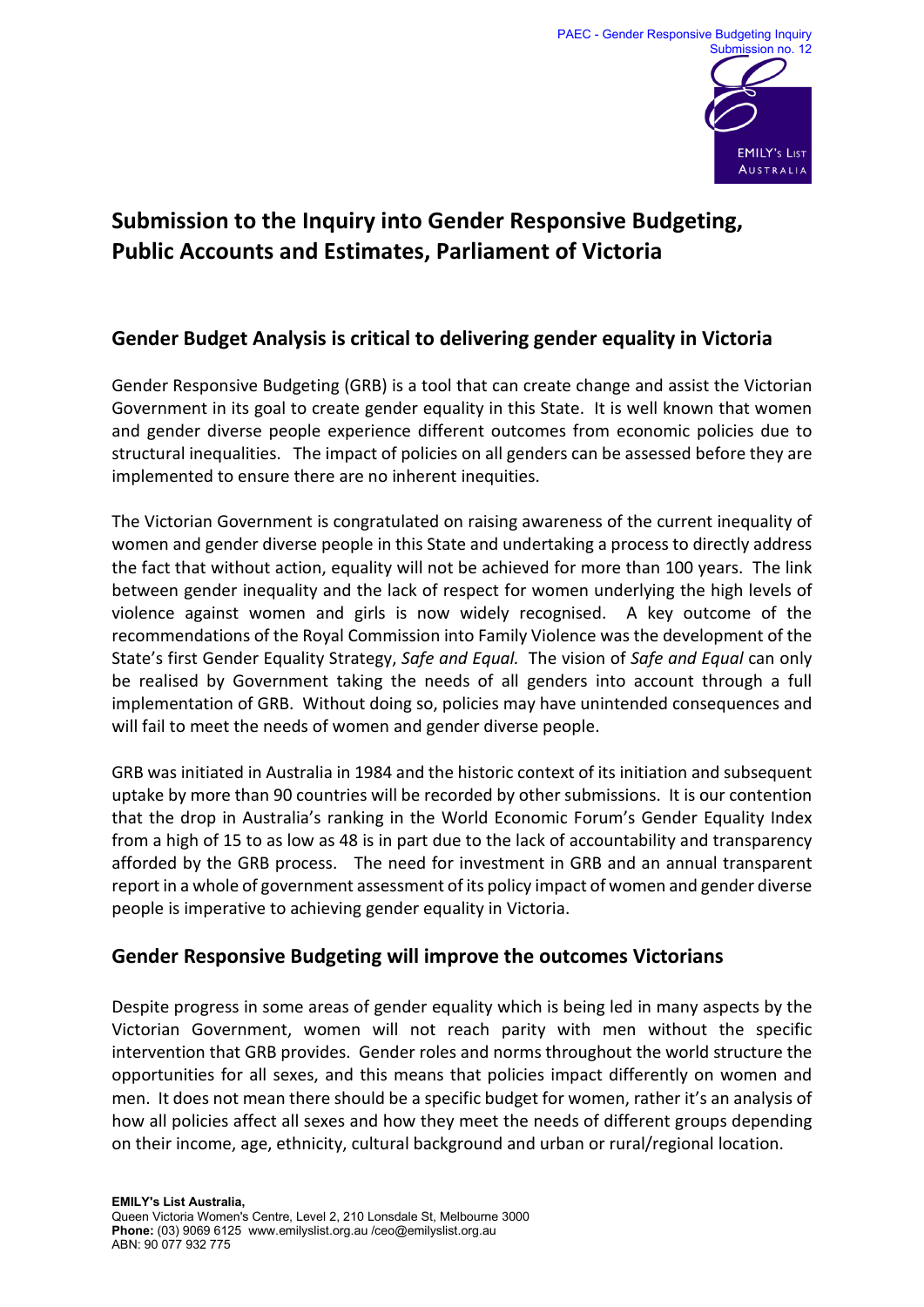PAEC - Gender Responsive Budgeting Inquiry
Submission no. 12

# Submission to the Inquiry into Gender Responsive Budgeting, Public Accounts and Estimates, Parliament of Victoria

## Gender Budget Analysis is critical to delivering gender equality in Victoria

Gender Responsive Budgeting (GRB) is a tool that can create change and assist the Victorian Government in its goal to create gender equality in this State. It is well known that women and gender diverse people experience different outcomes from economic policies due to structural inequalities. The impact of policies on all genders can be assessed before they are implemented to ensure there are no inherent inequities.

The Victorian Government is congratulated on raising awareness of the current inequality of women and gender diverse people in this State and undertaking a process to directly address the fact that without action, equality will not be achieved for more than 100 years. The link between gender inequality and the lack of respect for women underlying the high levels of violence against women and girls is now widely recognised. A key outcome of the recommendations of the Royal Commission into Family Violence was the development of the State's first Gender Equality Strategy, *Safe and Equal.* The vision of *Safe and Equal* can only be realised by Government taking the needs of all genders into account through a full implementation of GRB. Without doing so, policies may have unintended consequences and will fail to meet the needs of women and gender diverse people.

GRB was initiated in Australia in 1984 and the historic context of its initiation and subsequent uptake by more than 90 countries will be recorded by other submissions. It is our contention that the drop in Australia's ranking in the World Economic Forum's Gender Equality Index from a high of 15 to as low as 48 is in part due to the lack of accountability and transparency afforded by the GRB process. The need for investment in GRB and an annual transparent report in a whole of government assessment of its policy impact of women and gender diverse people is imperative to achieving gender equality in Victoria.

## Gender Responsive Budgeting will improve the outcomes Victorians

Despite progress in some areas of gender equality which is being led in many aspects by the Victorian Government, women will not reach parity with men without the specific intervention that GRB provides. Gender roles and norms throughout the world structure the opportunities for all sexes, and this means that policies impact differently on women and men. It does not mean there should be a specific budget for women, rather it's an analysis of how all policies affect all sexes and how they meet the needs of different groups depending on their income, age, ethnicity, cultural background and urban or rural/regional location.

**EMILY's List Australia,**
Queen Victoria Women's Centre, Level 2, 210 Lonsdale St, Melbourne 3000
**Phone:** (03) 9069 6125 www.emilyslist.org.au /ceo@emilyslist.org.au
ABN: 90 077 932 775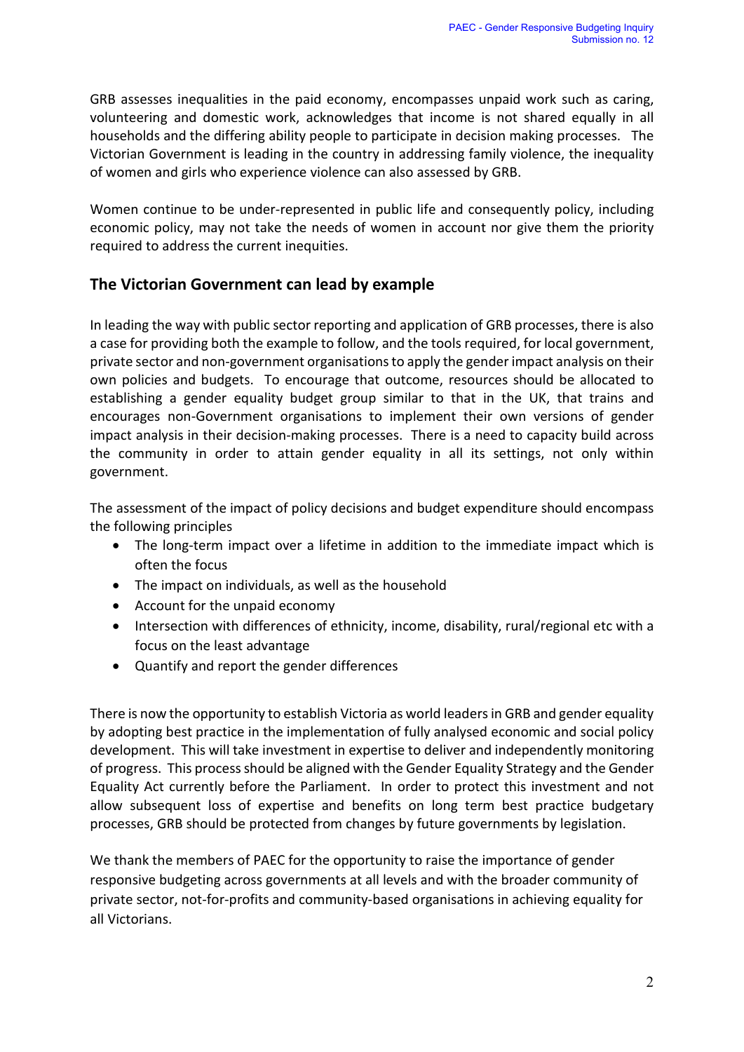GRB assesses inequalities in the paid economy, encompasses unpaid work such as caring, volunteering and domestic work, acknowledges that income is not shared equally in all households and the differing ability people to participate in decision making processes. The Victorian Government is leading in the country in addressing family violence, the inequality of women and girls who experience violence can also assessed by GRB.

Women continue to be under-represented in public life and consequently policy, including economic policy, may not take the needs of women in account nor give them the priority required to address the current inequities.

## The Victorian Government can lead by example

In leading the way with public sector reporting and application of GRB processes, there is also a case for providing both the example to follow, and the tools required, for local government, private sector and non-government organisations to apply the gender impact analysis on their own policies and budgets. To encourage that outcome, resources should be allocated to establishing a gender equality budget group similar to that in the UK, that trains and encourages non-Government organisations to implement their own versions of gender impact analysis in their decision-making processes. There is a need to capacity build across the community in order to attain gender equality in all its settings, not only within government.

The assessment of the impact of policy decisions and budget expenditure should encompass the following principles

- The long-term impact over a lifetime in addition to the immediate impact which is often the focus
- The impact on individuals, as well as the household
- Account for the unpaid economy
- Intersection with differences of ethnicity, income, disability, rural/regional etc with a focus on the least advantage
- Quantify and report the gender differences

There is now the opportunity to establish Victoria as world leaders in GRB and gender equality by adopting best practice in the implementation of fully analysed economic and social policy development. This will take investment in expertise to deliver and independently monitoring of progress. This process should be aligned with the Gender Equality Strategy and the Gender Equality Act currently before the Parliament. In order to protect this investment and not allow subsequent loss of expertise and benefits on long term best practice budgetary processes, GRB should be protected from changes by future governments by legislation.

We thank the members of PAEC for the opportunity to raise the importance of gender responsive budgeting across governments at all levels and with the broader community of private sector, not-for-profits and community-based organisations in achieving equality for all Victorians.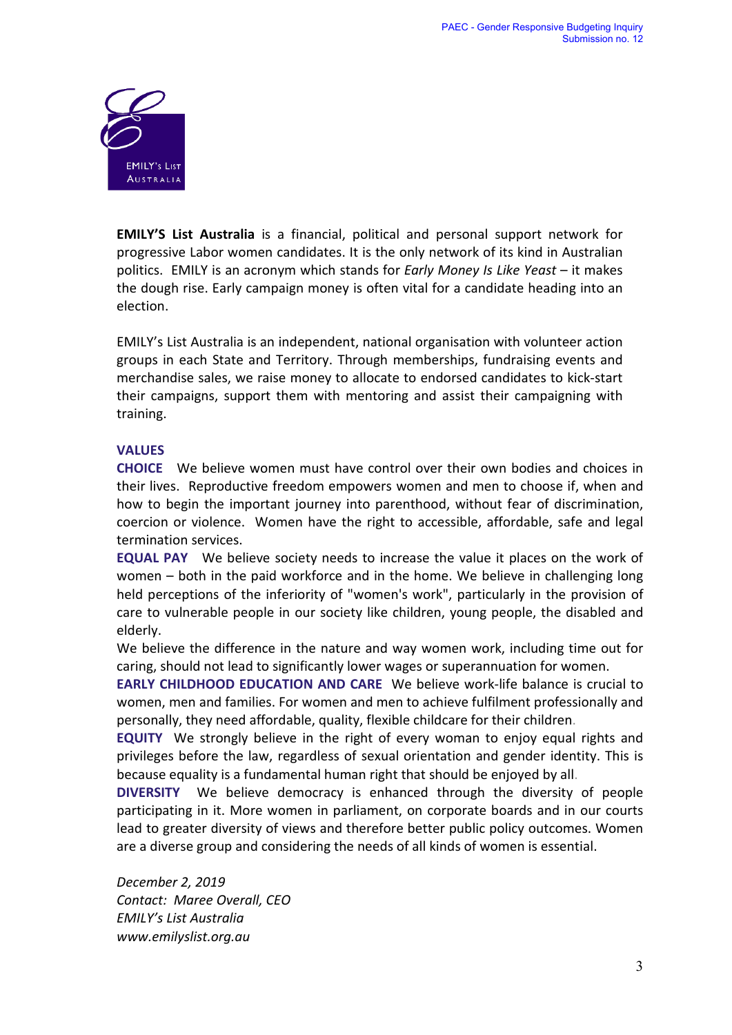**EMILY'S List Australia** is a financial, political and personal support network for progressive Labor women candidates. It is the only network of its kind in Australian politics. EMILY is an acronym which stands for *Early Money Is Like Yeast* – it makes the dough rise. Early campaign money is often vital for a candidate heading into an election.

EMILY's List Australia is an independent, national organisation with volunteer action groups in each State and Territory. Through memberships, fundraising events and merchandise sales, we raise money to allocate to endorsed candidates to kick-start their campaigns, support them with mentoring and assist their campaigning with training.

**VALUES**

**CHOICE** We believe women must have control over their own bodies and choices in their lives. Reproductive freedom empowers women and men to choose if, when and how to begin the important journey into parenthood, without fear of discrimination, coercion or violence. Women have the right to accessible, affordable, safe and legal termination services.

**EQUAL PAY** We believe society needs to increase the value it places on the work of women – both in the paid workforce and in the home. We believe in challenging long held perceptions of the inferiority of "women's work", particularly in the provision of care to vulnerable people in our society like children, young people, the disabled and elderly.

We believe the difference in the nature and way women work, including time out for caring, should not lead to significantly lower wages or superannuation for women.

**EARLY CHILDHOOD EDUCATION AND CARE** We believe work-life balance is crucial to women, men and families. For women and men to achieve fulfilment professionally and personally, they need affordable, quality, flexible childcare for their children.

**EQUITY** We strongly believe in the right of every woman to enjoy equal rights and privileges before the law, regardless of sexual orientation and gender identity. This is because equality is a fundamental human right that should be enjoyed by all.

**DIVERSITY** We believe democracy is enhanced through the diversity of people participating in it. More women in parliament, on corporate boards and in our courts lead to greater diversity of views and therefore better public policy outcomes. Women are a diverse group and considering the needs of all kinds of women is essential.

*December 2, 2019*
*Contact: Maree Overall, CEO*
*EMILY's List Australia*
*www.emilyslist.org.au*